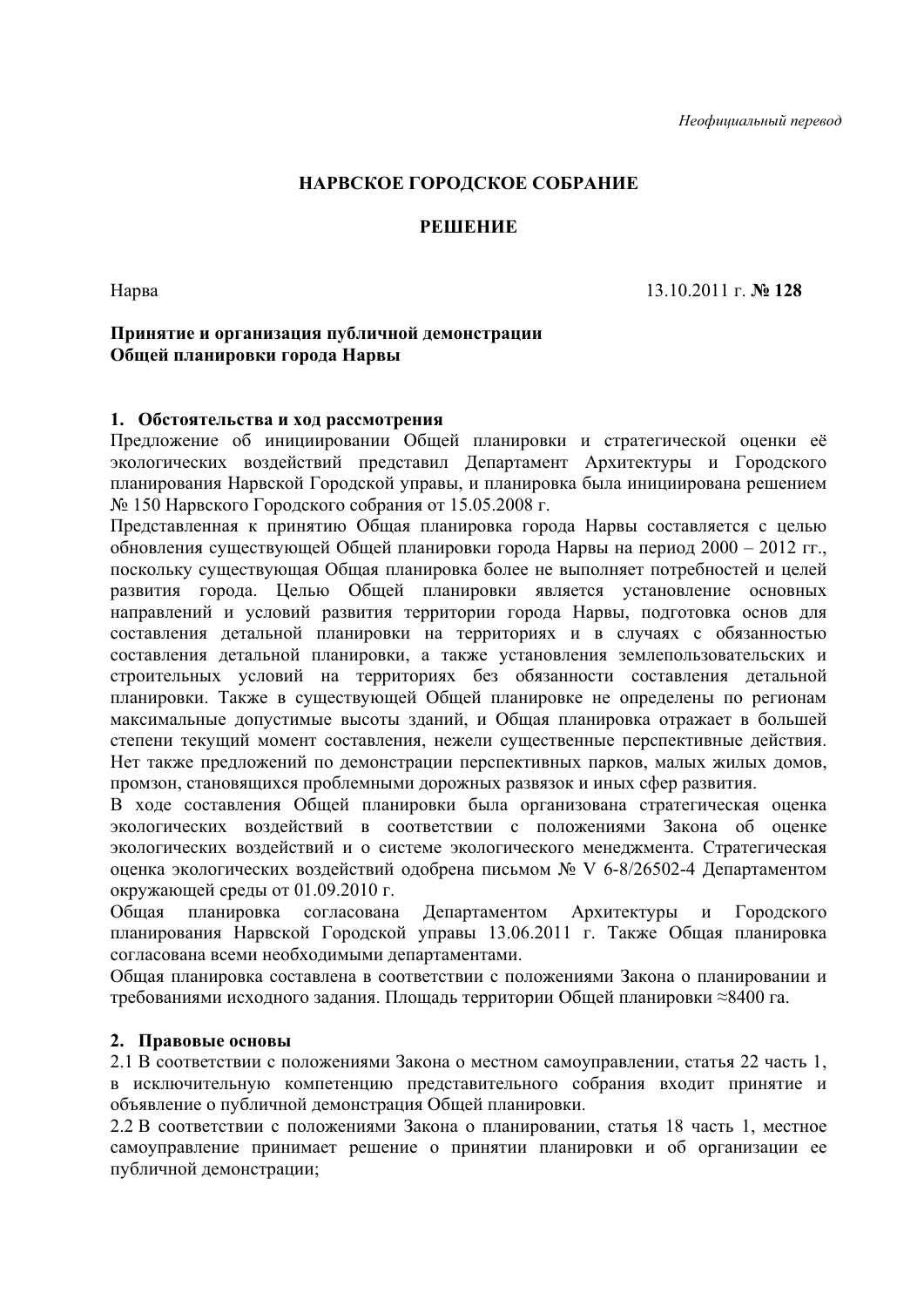*Неофициальный перевод*

**НАРВСКОЕ ГОРОДСКОЕ СОБРАНИЕ**

**РЕШЕНИЕ**

Нарва 13.10.2011 г. **№ 128**

**Принятие и организация публичной демонстрации Общей планировки города Нарвы**

**1. Обстоятельства и ход рассмотрения**

Предложение об инициировании Общей планировки и стратегической оценки её экологических воздействий представил Департамент Архитектуры и Городского планирования Нарвской Городской управы, и планировка была инициирована решением № 150 Нарвского Городского собрания от 15.05.2008 г.

Представленная к принятию Общая планировка города Нарвы составляется с целью обновления существующей Общей планировки города Нарвы на период 2000 – 2012 гг., поскольку существующая Общая планировка более не выполняет потребностей и целей развития города. Целью Общей планировки является установление основных направлений и условий развития территории города Нарвы, подготовка основ для составления детальной планировки на территориях и в случаях с обязанностью составления детальной планировки, а также установления землепользовательских и строительных условий на территориях без обязанности составления детальной планировки. Также в существующей Общей планировке не определены по регионам максимальные допустимые высоты зданий, и Общая планировка отражает в большей степени текущий момент составления, нежели существенные перспективные действия. Нет также предложений по демонстрации перспективных парков, малых жилых домов, промзон, становящихся проблемными дорожных развязок и иных сфер развития.

В ходе составления Общей планировки была организована стратегическая оценка экологических воздействий в соответствии с положениями Закона об оценке экологических воздействий и о системе экологического менеджмента. Стратегическая оценка экологических воздействий одобрена письмом № V 6-8/26502-4 Департаментом окружающей среды от 01.09.2010 г.

Общая планировка согласована Департаментом Архитектуры и Городского планирования Нарвской Городской управы 13.06.2011 г. Также Общая планировка согласована всеми необходимыми департаментами.

Общая планировка составлена в соответствии с положениями Закона о планировании и требованиями исходного задания. Площадь территории Общей планировки ≈8400 га.

**2. Правовые основы**

2.1 В соответствии с положениями Закона о местном самоуправлении, статья 22 часть 1, в исключительную компетенцию представительного собрания входит принятие и объявление о публичной демонстрация Общей планировки.

2.2 В соответствии с положениями Закона о планировании, статья 18 часть 1, местное самоуправление принимает решение о принятии планировки и об организации ее публичной демонстрации;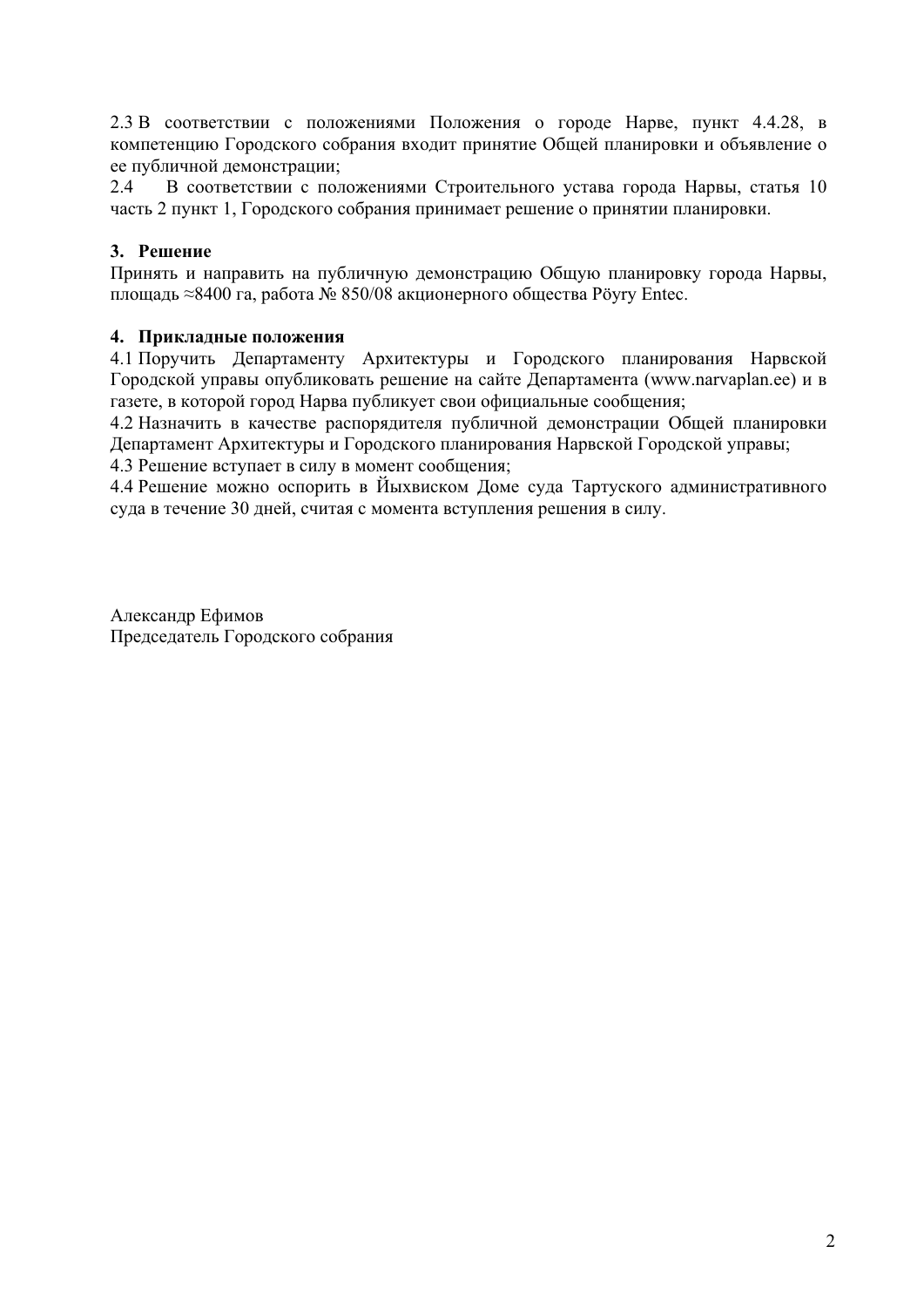2.3 В соответствии с положениями Положения о городе Нарве, пункт 4.4.28, в компетенцию Городского собрания входит принятие Общей планировки и объявление о ее публичной демонстрации;

2.4 В соответствии с положениями Строительного устава города Нарвы, статья 10 часть 2 пункт 1, Городского собрания принимает решение о принятии планировки.

## 3. Решение

Принять и направить на публичную демонстрацию Общую планировку города Нарвы, площадь ≈8400 га, работа № 850/08 акционерного общества Pöyry Entec.

## 4. Прикладные положения

4.1 Поручить Департаменту Архитектуры и Городского планирования Нарвской Городской управы опубликовать решение на сайте Департамента (www.narvaplan.ee) и в газете, в которой город Нарва публикует свои официальные сообщения;

4.2 Назначить в качестве распорядителя публичной демонстрации Общей планировки Департамент Архитектуры и Городского планирования Нарвской Городской управы;

4.3 Решение вступает в силу в момент сообщения;

4.4 Решение можно оспорить в Йыхвиском Доме суда Тартуского административного суда в течение 30 дней, считая с момента вступления решения в силу.

Александр Ефимов
Председатель Городского собрания